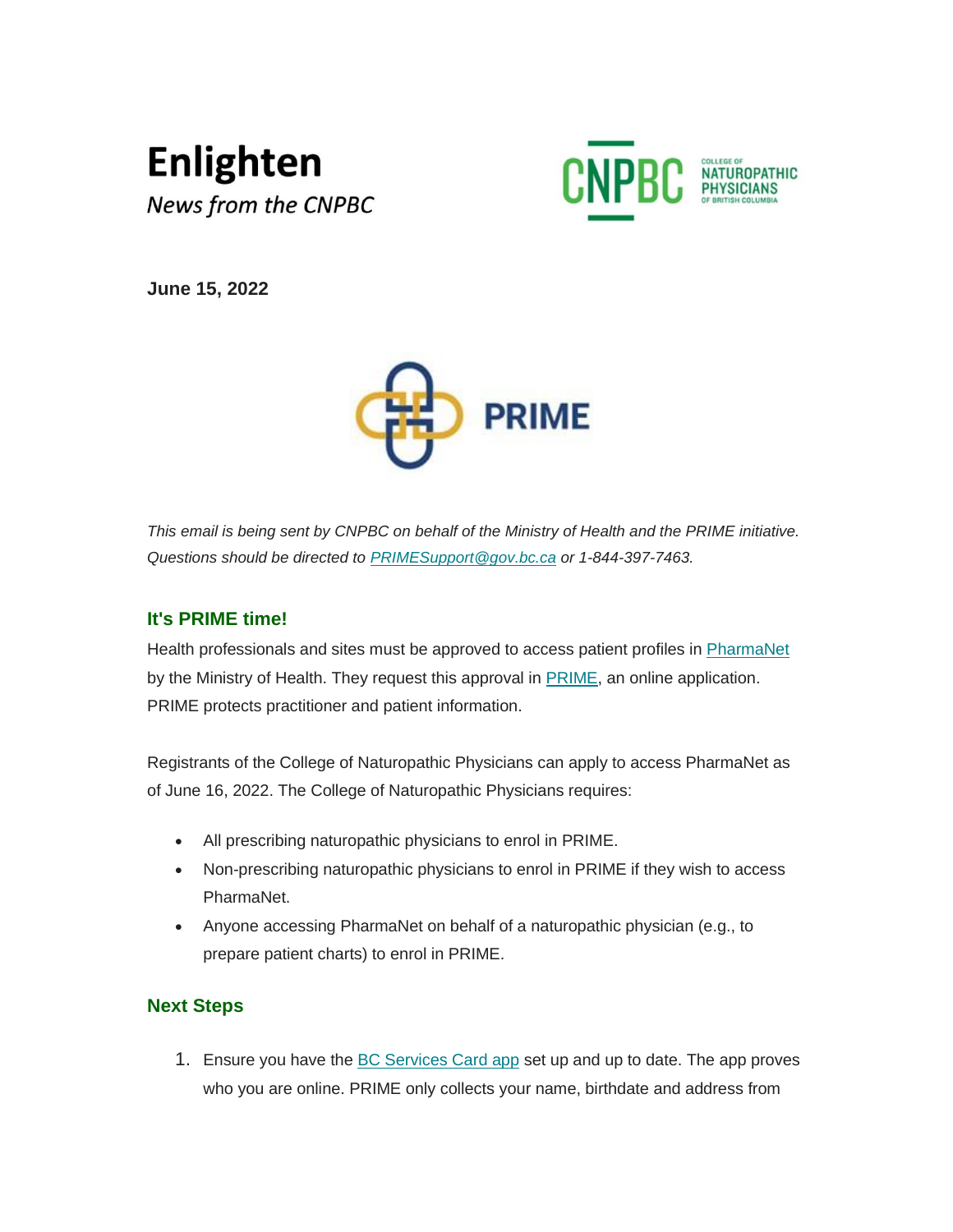# Enlighten

*News from the CNPBC*

**June 15, 2022**

*This email is being sent by CNPBC on behalf of the Ministry of Health and the PRIME initiative. Questions should be directed to PRIMESupport@gov.bc.ca or 1-844-397-7463.*

### It's PRIME time!

Health professionals and sites must be approved to access patient profiles in PharmaNet by the Ministry of Health. They request this approval in PRIME, an online application. PRIME protects practitioner and patient information.

Registrants of the College of Naturopathic Physicians can apply to access PharmaNet as of June 16, 2022. The College of Naturopathic Physicians requires:

- All prescribing naturopathic physicians to enrol in PRIME.
- Non-prescribing naturopathic physicians to enrol in PRIME if they wish to access PharmaNet.
- Anyone accessing PharmaNet on behalf of a naturopathic physician (e.g., to prepare patient charts) to enrol in PRIME.

### Next Steps

1. Ensure you have the BC Services Card app set up and up to date. The app proves who you are online. PRIME only collects your name, birthdate and address from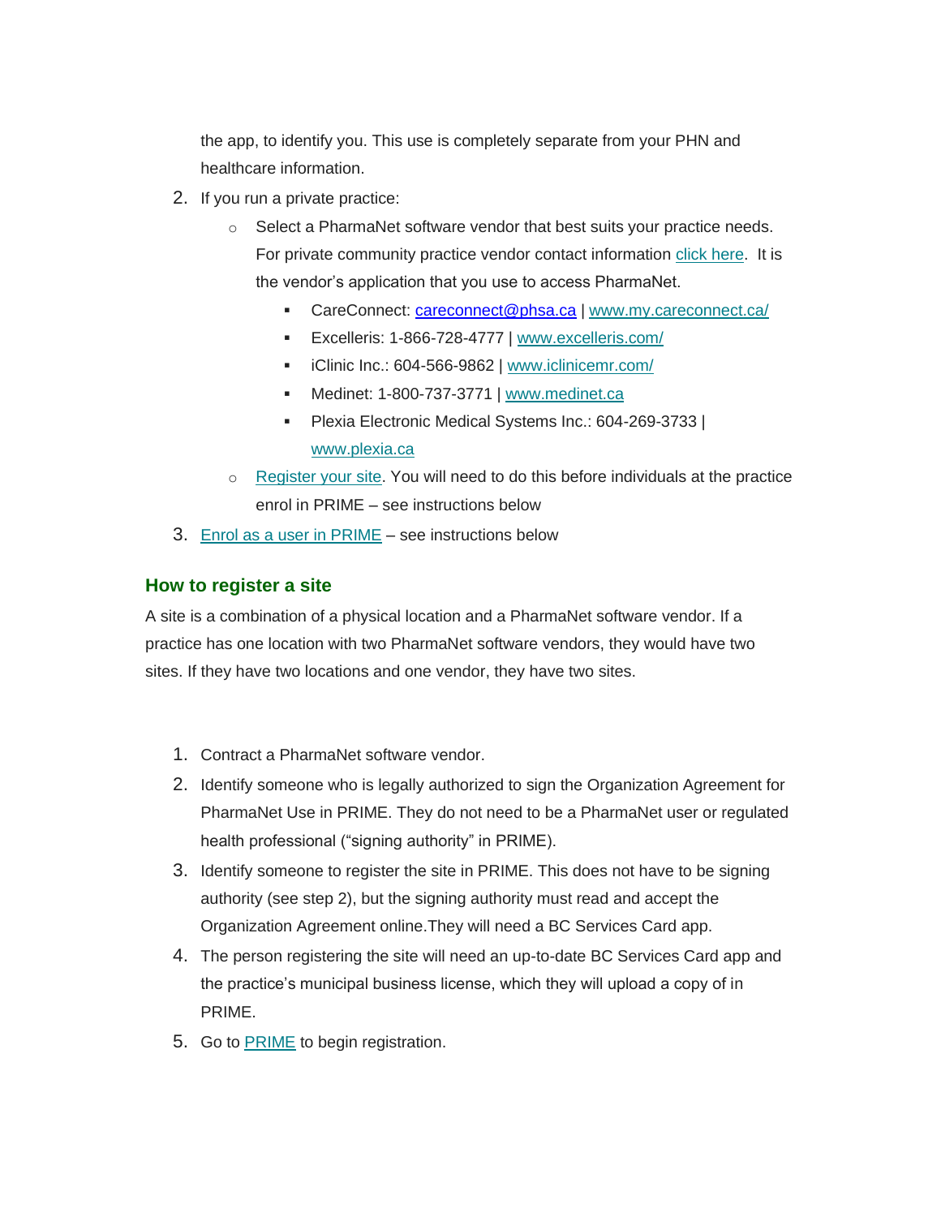the app, to identify you. This use is completely separate from your PHN and healthcare information.

2. If you run a private practice:
   - Select a PharmaNet software vendor that best suits your practice needs. For private community practice vendor contact information click here. It is the vendor's application that you use to access PharmaNet.
     - CareConnect: careconnect@phsa.ca | www.my.careconnect.ca/
     - Excelleris: 1-866-728-4777 | www.excelleris.com/
     - iClinic Inc.: 604-566-9862 | www.iclinicemr.com/
     - Medinet: 1-800-737-3771 | www.medinet.ca
     - Plexia Electronic Medical Systems Inc.: 604-269-3733 | www.plexia.ca
   - Register your site. You will need to do this before individuals at the practice enrol in PRIME – see instructions below
3. Enrol as a user in PRIME – see instructions below

### How to register a site

A site is a combination of a physical location and a PharmaNet software vendor. If a practice has one location with two PharmaNet software vendors, they would have two sites. If they have two locations and one vendor, they have two sites.

1. Contract a PharmaNet software vendor.
2. Identify someone who is legally authorized to sign the Organization Agreement for PharmaNet Use in PRIME. They do not need to be a PharmaNet user or regulated health professional ("signing authority" in PRIME).
3. Identify someone to register the site in PRIME. This does not have to be signing authority (see step 2), but the signing authority must read and accept the Organization Agreement online.They will need a BC Services Card app.
4. The person registering the site will need an up-to-date BC Services Card app and the practice's municipal business license, which they will upload a copy of in PRIME.
5. Go to PRIME to begin registration.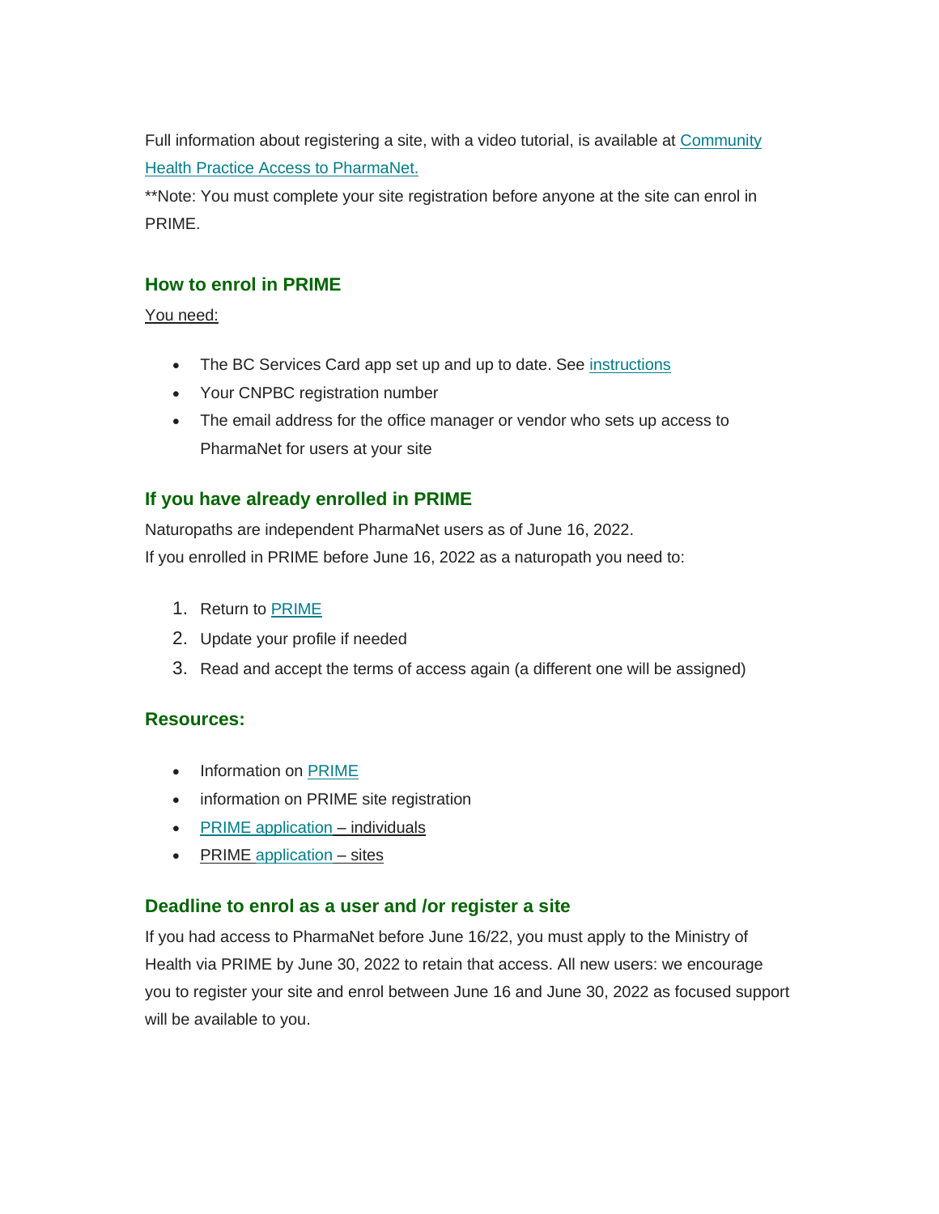Full information about registering a site, with a video tutorial, is available at Community Health Practice Access to PharmaNet.

**Note: You must complete your site registration before anyone at the site can enrol in PRIME.

### How to enrol in PRIME

You need:

- The BC Services Card app set up and up to date. See instructions
- Your CNPBC registration number
- The email address for the office manager or vendor who sets up access to PharmaNet for users at your site

### If you have already enrolled in PRIME

Naturopaths are independent PharmaNet users as of June 16, 2022.
If you enrolled in PRIME before June 16, 2022 as a naturopath you need to:

1. Return to PRIME
2. Update your profile if needed
3. Read and accept the terms of access again (a different one will be assigned)

### Resources:

- Information on PRIME
- information on PRIME site registration
- PRIME application – individuals
- PRIME application – sites

### Deadline to enrol as a user and /or register a site

If you had access to PharmaNet before June 16/22, you must apply to the Ministry of Health via PRIME by June 30, 2022 to retain that access. All new users: we encourage you to register your site and enrol between June 16 and June 30, 2022 as focused support will be available to you.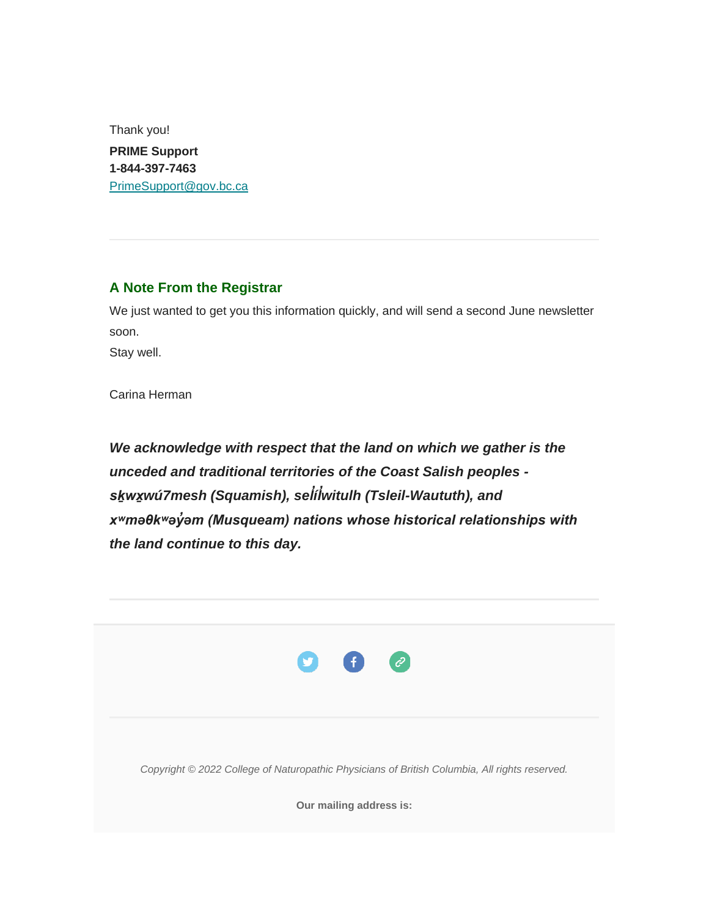Thank you!

**PRIME Support**
**1-844-397-7463**
[PrimeSupport@gov.bc.ca](mailto:PrimeSupport@gov.bc.ca)

---

## A Note From the Registrar

We just wanted to get you this information quickly, and will send a second June newsletter soon.
Stay well.

Carina Herman

***We acknowledge with respect that the land on which we gather is the unceded and traditional territories of the Coast Salish peoples - sḵwx̱wú7mesh (Squamish), sel̓íl̓witulh (Tsleil-Waututh), and xʷməθkʷəy̓əm (Musqueam) nations whose historical relationships with the land continue to this day.***

---

---

*Copyright © 2022 College of Naturopathic Physicians of British Columbia, All rights reserved.*

**Our mailing address is:**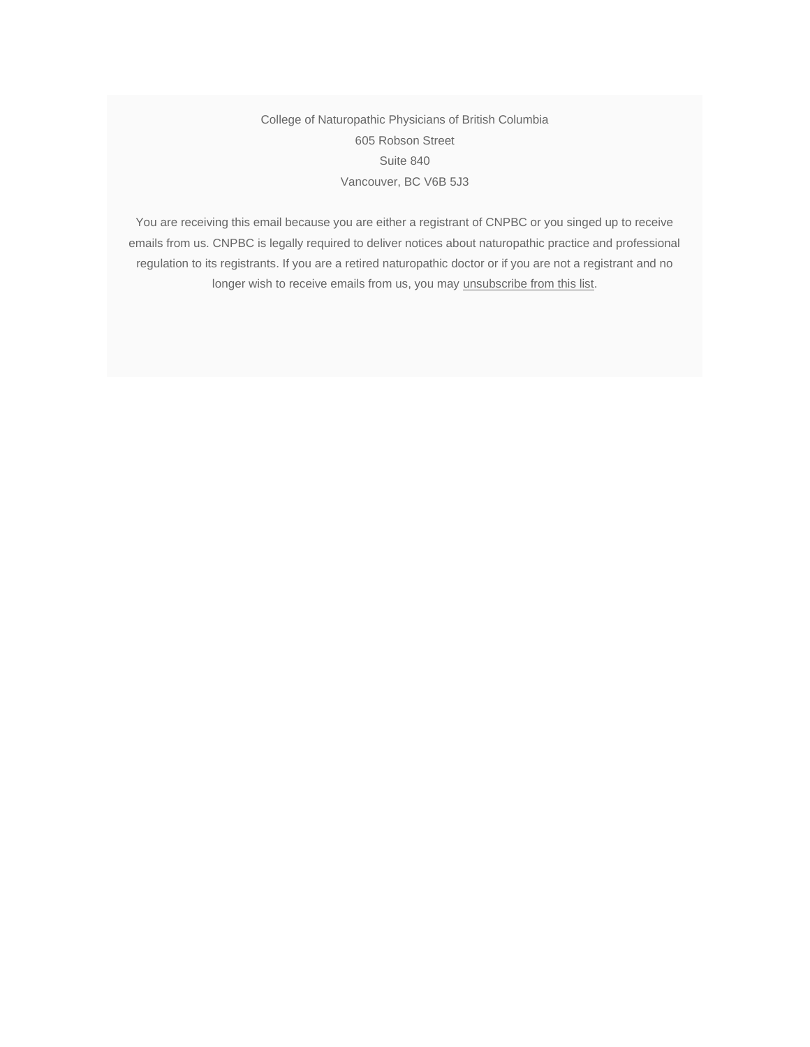College of Naturopathic Physicians of British Columbia
605 Robson Street
Suite 840
Vancouver, BC V6B 5J3

You are receiving this email because you are either a registrant of CNPBC or you singed up to receive emails from us. CNPBC is legally required to deliver notices about naturopathic practice and professional regulation to its registrants. If you are a retired naturopathic doctor or if you are not a registrant and no longer wish to receive emails from us, you may unsubscribe from this list.